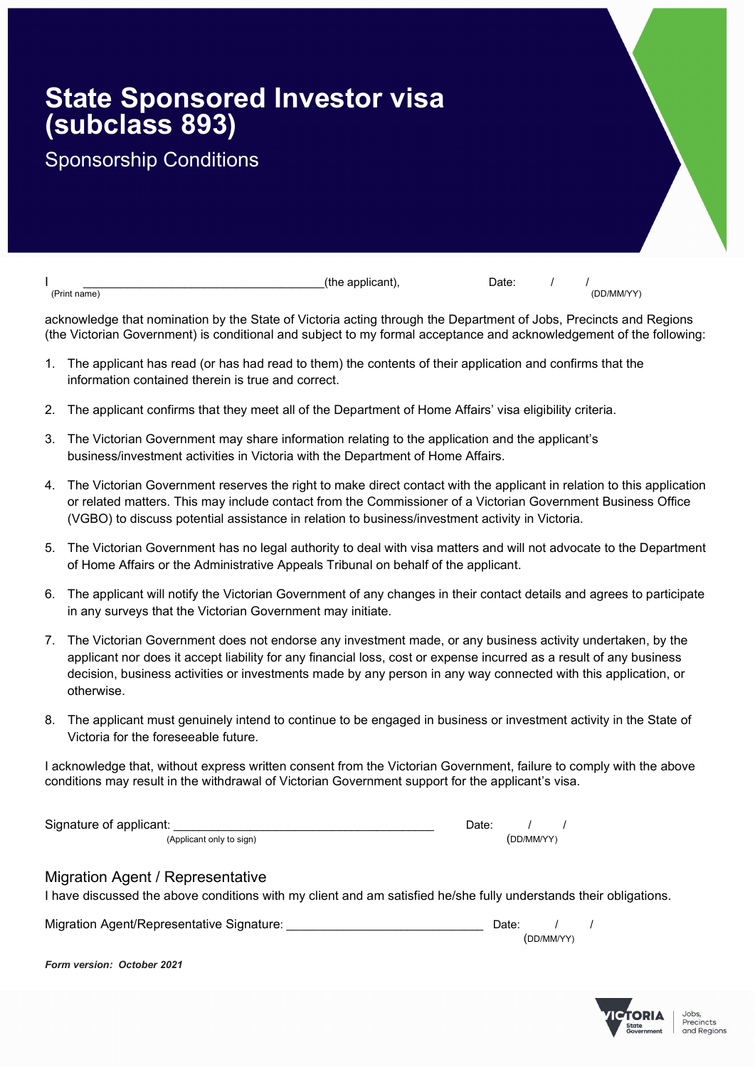# State Sponsored Investor visa (subclass 893)

## Sponsorship Conditions

I \_\_\_\_\_\_\_\_\_\_\_\_\_\_\_\_\_\_\_\_\_\_\_\_\_\_\_\_\_\_\_\_\_\_\_\_(the applicant), Date: / /
(Print name) (DD/MM/YY)

acknowledge that nomination by the State of Victoria acting through the Department of Jobs, Precincts and Regions (the Victorian Government) is conditional and subject to my formal acceptance and acknowledgement of the following:

1. The applicant has read (or has had read to them) the contents of their application and confirms that the information contained therein is true and correct.
2. The applicant confirms that they meet all of the Department of Home Affairs' visa eligibility criteria.
3. The Victorian Government may share information relating to the application and the applicant's business/investment activities in Victoria with the Department of Home Affairs.
4. The Victorian Government reserves the right to make direct contact with the applicant in relation to this application or related matters. This may include contact from the Commissioner of a Victorian Government Business Office (VGBO) to discuss potential assistance in relation to business/investment activity in Victoria.
5. The Victorian Government has no legal authority to deal with visa matters and will not advocate to the Department of Home Affairs or the Administrative Appeals Tribunal on behalf of the applicant.
6. The applicant will notify the Victorian Government of any changes in their contact details and agrees to participate in any surveys that the Victorian Government may initiate.
7. The Victorian Government does not endorse any investment made, or any business activity undertaken, by the applicant nor does it accept liability for any financial loss, cost or expense incurred as a result of any business decision, business activities or investments made by any person in any way connected with this application, or otherwise.
8. The applicant must genuinely intend to continue to be engaged in business or investment activity in the State of Victoria for the foreseeable future.

I acknowledge that, without express written consent from the Victorian Government, failure to comply with the above conditions may result in the withdrawal of Victorian Government support for the applicant's visa.

Signature of applicant: \_\_\_\_\_\_\_\_\_\_\_\_\_\_\_\_\_\_\_\_\_\_\_\_\_\_\_\_\_\_\_\_\_\_\_\_ Date: / /
(Applicant only to sign) (DD/MM/YY)

### Migration Agent / Representative

I have discussed the above conditions with my client and am satisfied he/she fully understands their obligations.

Migration Agent/Representative Signature: \_\_\_\_\_\_\_\_\_\_\_\_\_\_\_\_\_\_\_\_\_\_\_\_\_\_\_\_ Date: / /
(DD/MM/YY)

***Form version: October 2021***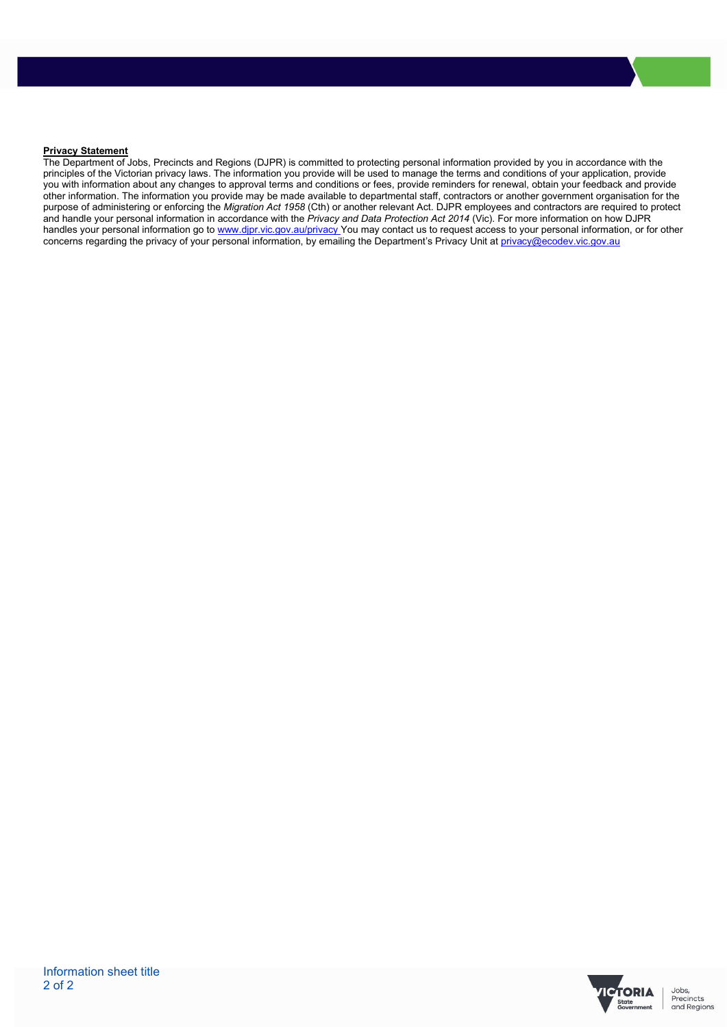**Privacy Statement**

The Department of Jobs, Precincts and Regions (DJPR) is committed to protecting personal information provided by you in accordance with the principles of the Victorian privacy laws. The information you provide will be used to manage the terms and conditions of your application, provide you with information about any changes to approval terms and conditions or fees, provide reminders for renewal, obtain your feedback and provide other information. The information you provide may be made available to departmental staff, contractors or another government organisation for the purpose of administering or enforcing the *Migration Act 1958* (Cth) or another relevant Act. DJPR employees and contractors are required to protect and handle your personal information in accordance with the *Privacy and Data Protection Act 2014* (Vic). For more information on how DJPR handles your personal information go to [www.djpr.vic.gov.au/privacy](www.djpr.vic.gov.au/privacy) You may contact us to request access to your personal information, or for other concerns regarding the privacy of your personal information, by emailing the Department's Privacy Unit at [privacy@ecodev.vic.gov.au](mailto:privacy@ecodev.vic.gov.au)